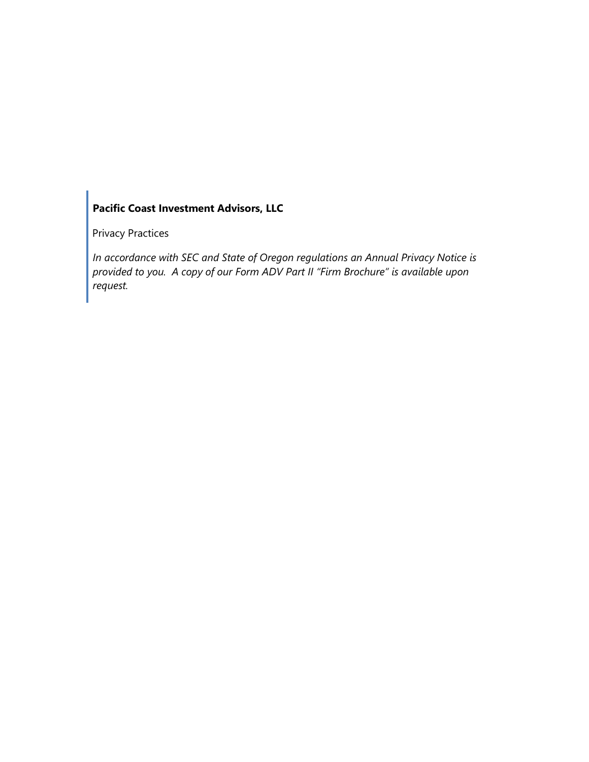**Pacific Coast Investment Advisors, LLC**

Privacy Practices

*In accordance with SEC and State of Oregon regulations an Annual Privacy Notice is provided to you. A copy of our Form ADV Part II "Firm Brochure" is available upon request.*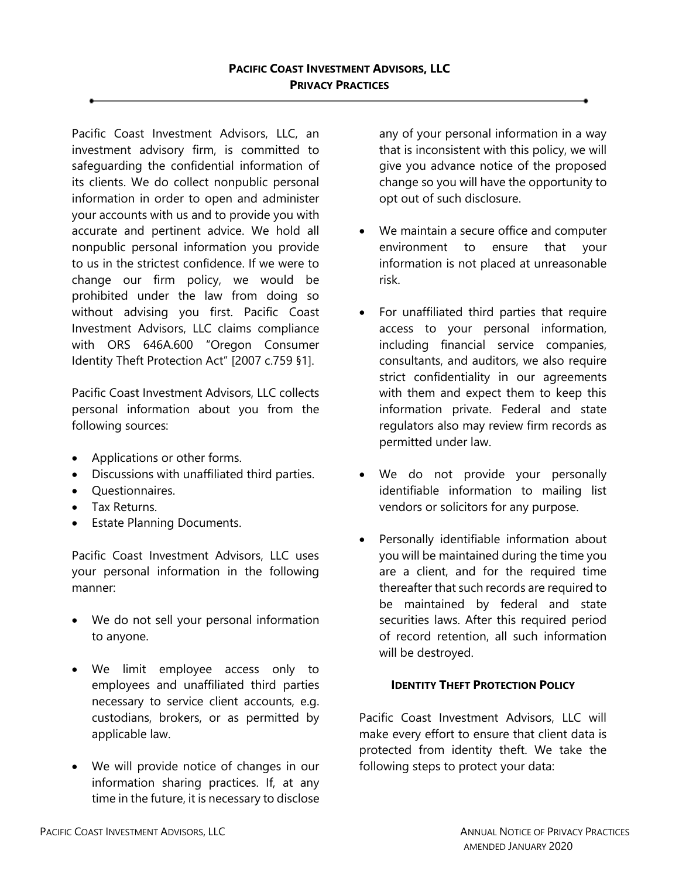## Pacific Coast Investment Advisors, LLC
## Privacy Practices

Pacific Coast Investment Advisors, LLC, an investment advisory firm, is committed to safeguarding the confidential information of its clients. We do collect nonpublic personal information in order to open and administer your accounts with us and to provide you with accurate and pertinent advice. We hold all nonpublic personal information you provide to us in the strictest confidence. If we were to change our firm policy, we would be prohibited under the law from doing so without advising you first. Pacific Coast Investment Advisors, LLC claims compliance with ORS 646A.600 "Oregon Consumer Identity Theft Protection Act" [2007 c.759 §1].

Pacific Coast Investment Advisors, LLC collects personal information about you from the following sources:

- Applications or other forms.
- Discussions with unaffiliated third parties.
- Questionnaires.
- Tax Returns.
- Estate Planning Documents.

Pacific Coast Investment Advisors, LLC uses your personal information in the following manner:

- We do not sell your personal information to anyone.
- We limit employee access only to employees and unaffiliated third parties necessary to service client accounts, e.g. custodians, brokers, or as permitted by applicable law.
- We will provide notice of changes in our information sharing practices. If, at any time in the future, it is necessary to disclose any of your personal information in a way that is inconsistent with this policy, we will give you advance notice of the proposed change so you will have the opportunity to opt out of such disclosure.
- We maintain a secure office and computer environment to ensure that your information is not placed at unreasonable risk.
- For unaffiliated third parties that require access to your personal information, including financial service companies, consultants, and auditors, we also require strict confidentiality in our agreements with them and expect them to keep this information private. Federal and state regulators also may review firm records as permitted under law.
- We do not provide your personally identifiable information to mailing list vendors or solicitors for any purpose.
- Personally identifiable information about you will be maintained during the time you are a client, and for the required time thereafter that such records are required to be maintained by federal and state securities laws. After this required period of record retention, all such information will be destroyed.

### Identity Theft Protection Policy

Pacific Coast Investment Advisors, LLC will make every effort to ensure that client data is protected from identity theft. We take the following steps to protect your data: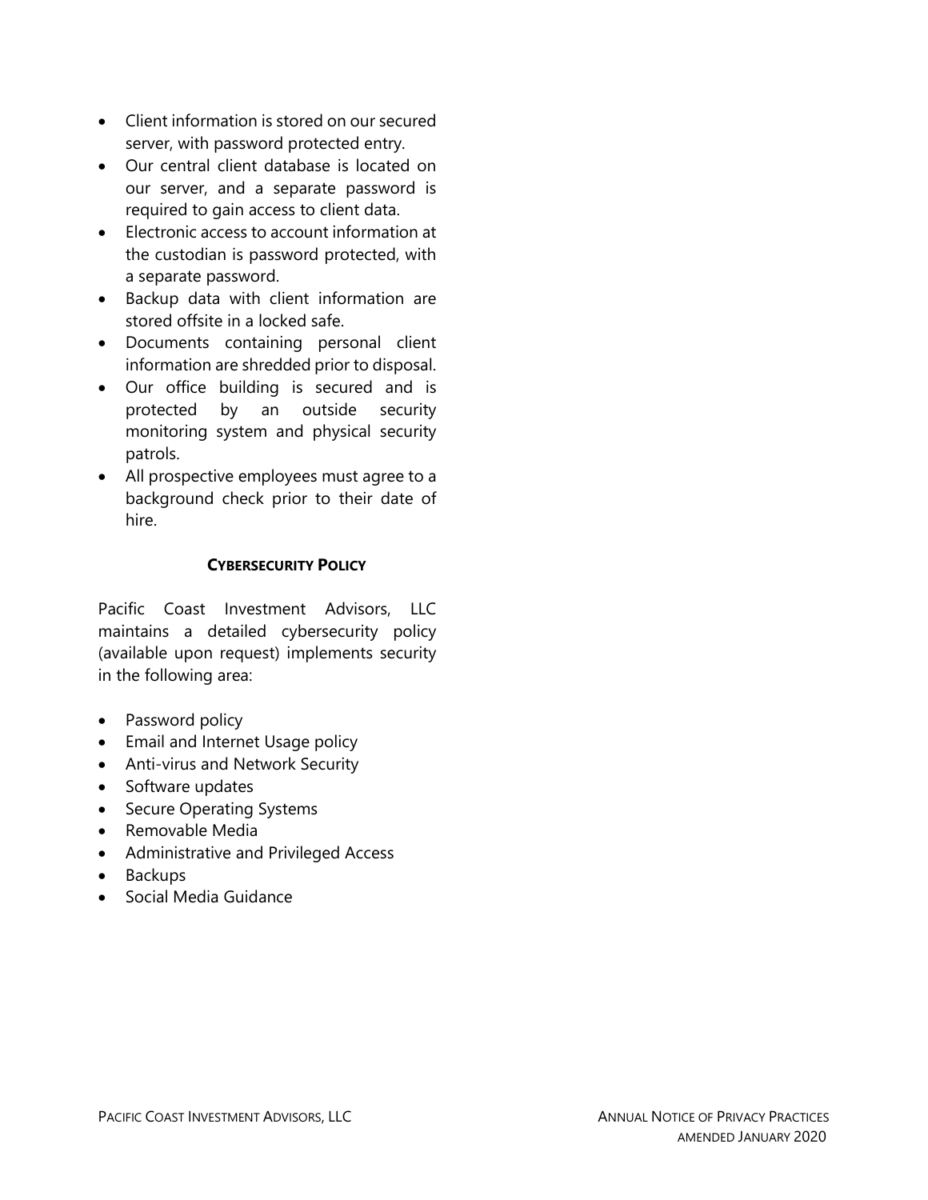- Client information is stored on our secured server, with password protected entry.
- Our central client database is located on our server, and a separate password is required to gain access to client data.
- Electronic access to account information at the custodian is password protected, with a separate password.
- Backup data with client information are stored offsite in a locked safe.
- Documents containing personal client information are shredded prior to disposal.
- Our office building is secured and is protected by an outside security monitoring system and physical security patrols.
- All prospective employees must agree to a background check prior to their date of hire.

## CYBERSECURITY POLICY

Pacific Coast Investment Advisors, LLC maintains a detailed cybersecurity policy (available upon request) implements security in the following area:

- Password policy
- Email and Internet Usage policy
- Anti-virus and Network Security
- Software updates
- Secure Operating Systems
- Removable Media
- Administrative and Privileged Access
- Backups
- Social Media Guidance